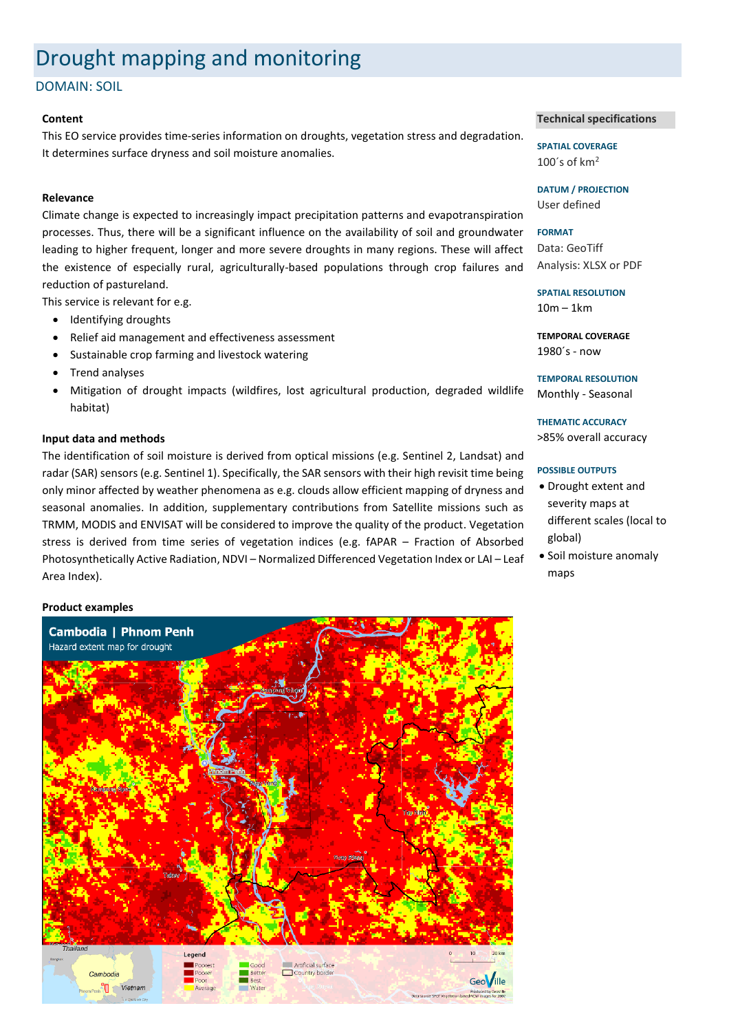# Drought mapping and monitoring

## DOMAIN: SOIL

### Content

This EO service provides time-series information on droughts, vegetation stress and degradation. It determines surface dryness and soil moisture anomalies.

### Relevance

Climate change is expected to increasingly impact precipitation patterns and evapotranspiration processes. Thus, there will be a significant influence on the availability of soil and groundwater leading to higher frequent, longer and more severe droughts in many regions. These will affect the existence of especially rural, agriculturally-based populations through crop failures and reduction of pastureland.

This service is relevant for e.g.

- Identifying droughts
- Relief aid management and effectiveness assessment
- Sustainable crop farming and livestock watering
- Trend analyses
- Mitigation of drought impacts (wildfires, lost agricultural production, degraded wildlife habitat)

### Input data and methods

The identification of soil moisture is derived from optical missions (e.g. Sentinel 2, Landsat) and radar (SAR) sensors (e.g. Sentinel 1). Specifically, the SAR sensors with their high revisit time being only minor affected by weather phenomena as e.g. clouds allow efficient mapping of dryness and seasonal anomalies. In addition, supplementary contributions from Satellite missions such as TRMM, MODIS and ENVISAT will be considered to improve the quality of the product. Vegetation stress is derived from time series of vegetation indices (e.g. fAPAR – Fraction of Absorbed Photosynthetically Active Radiation, NDVI – Normalized Differenced Vegetation Index or LAI – Leaf Area Index).

### Product examples

### Technical specifications

**SPATIAL COVERAGE**
100´s of $km^2$

**DATUM / PROJECTION**
User defined

**FORMAT**
Data: GeoTiff
Analysis: XLSX or PDF

**SPATIAL RESOLUTION**
10m – 1km

**TEMPORAL COVERAGE**
1980´s - now

**TEMPORAL RESOLUTION**
Monthly - Seasonal

**THEMATIC ACCURACY**
>85% overall accuracy

**POSSIBLE OUTPUTS**

- Drought extent and severity maps at different scales (local to global)
- Soil moisture anomaly maps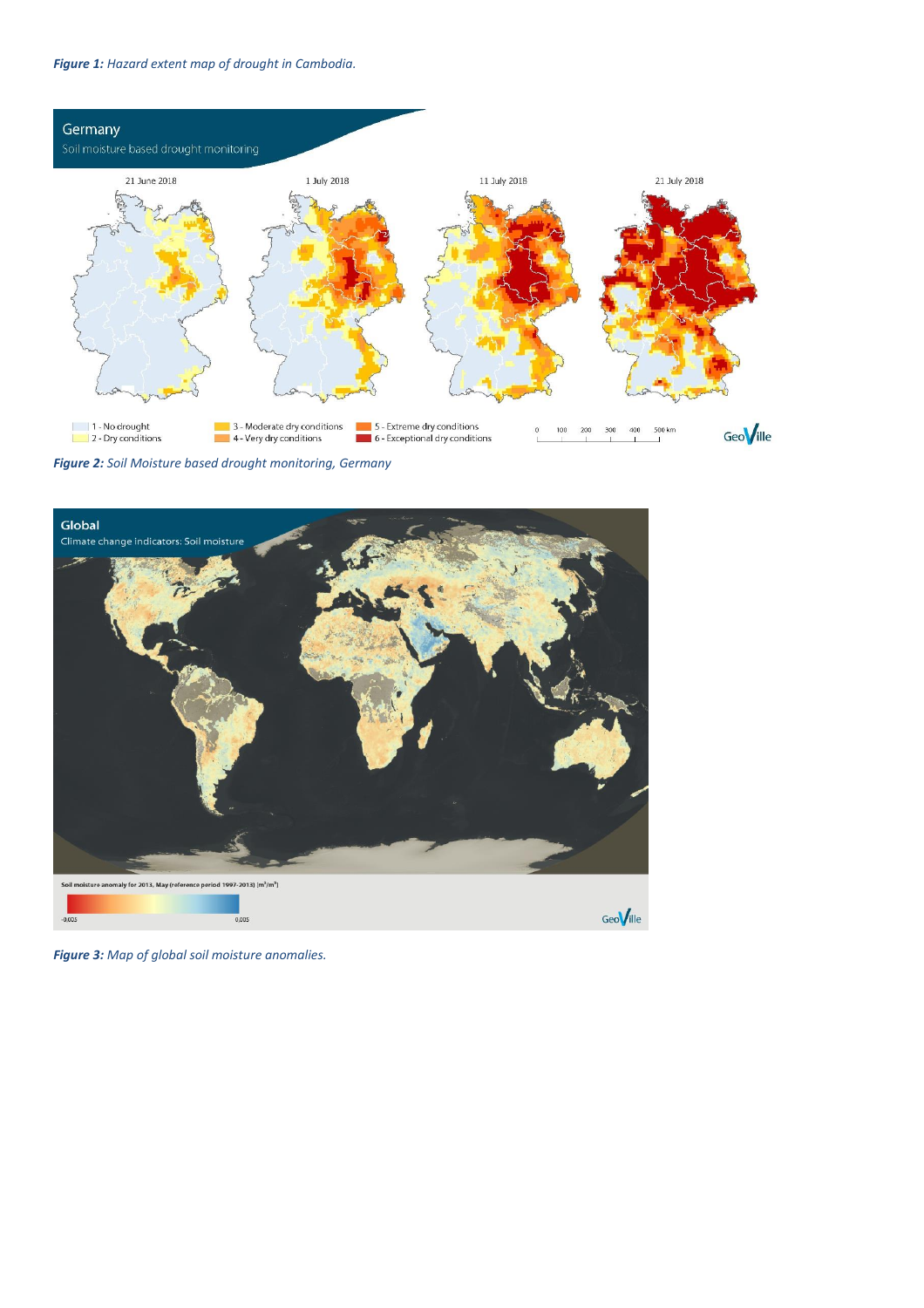***Figure 1:*** *Hazard extent map of drought in Cambodia.*

Germany
Soil moisture based drought monitoring

21 June 2018
1 July 2018
11 July 2018
21 July 2018

1 - No drought
2 - Dry conditions
3 - Moderate dry conditions
4 - Very dry conditions
5 - Extreme dry conditions
6 - Exceptional dry conditions

0 100 200 300 400 500 km

GeoVille

***Figure 2:*** *Soil Moisture based drought monitoring, Germany*

Global
Climate change indicators: Soil moisture

Soil moisture anomaly for 2013, May (reference period 1997-2013) [$m^3/m^3$]

-0,005
0,005

GeoVille

***Figure 3:*** *Map of global soil moisture anomalies.*